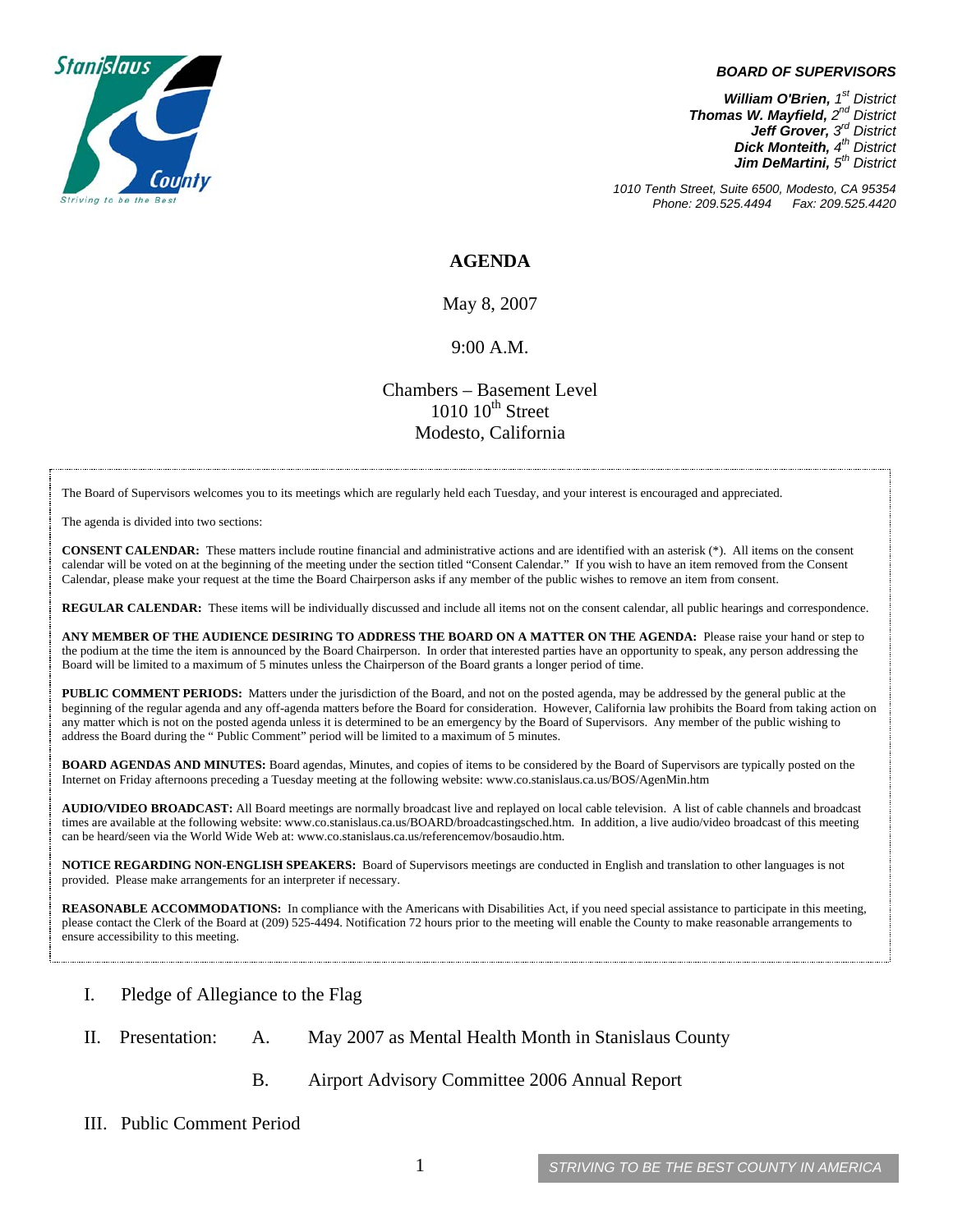Stanislaus County
Striving to be the Best

***BOARD OF SUPERVISORS***

***William O'Brien,** 1st District*
***Thomas W. Mayfield,** 2nd District*
***Jeff Grover,** 3rd District*
***Dick Monteith,** 4th District*
***Jim DeMartini,** 5th District*

*1010 Tenth Street, Suite 6500, Modesto, CA 95354*
*Phone: 209.525.4494 Fax: 209.525.4420*

# AGENDA

May 8, 2007

9:00 A.M.

Chambers – Basement Level
1010 10th Street
Modesto, California

The Board of Supervisors welcomes you to its meetings which are regularly held each Tuesday, and your interest is encouraged and appreciated.

The agenda is divided into two sections:

**CONSENT CALENDAR:** These matters include routine financial and administrative actions and are identified with an asterisk (*). All items on the consent calendar will be voted on at the beginning of the meeting under the section titled "Consent Calendar." If you wish to have an item removed from the Consent Calendar, please make your request at the time the Board Chairperson asks if any member of the public wishes to remove an item from consent.

**REGULAR CALENDAR:** These items will be individually discussed and include all items not on the consent calendar, all public hearings and correspondence.

**ANY MEMBER OF THE AUDIENCE DESIRING TO ADDRESS THE BOARD ON A MATTER ON THE AGENDA:** Please raise your hand or step to the podium at the time the item is announced by the Board Chairperson. In order that interested parties have an opportunity to speak, any person addressing the Board will be limited to a maximum of 5 minutes unless the Chairperson of the Board grants a longer period of time.

**PUBLIC COMMENT PERIODS:** Matters under the jurisdiction of the Board, and not on the posted agenda, may be addressed by the general public at the beginning of the regular agenda and any off-agenda matters before the Board for consideration. However, California law prohibits the Board from taking action on any matter which is not on the posted agenda unless it is determined to be an emergency by the Board of Supervisors. Any member of the public wishing to address the Board during the " Public Comment" period will be limited to a maximum of 5 minutes.

**BOARD AGENDAS AND MINUTES:** Board agendas, Minutes, and copies of items to be considered by the Board of Supervisors are typically posted on the Internet on Friday afternoons preceding a Tuesday meeting at the following website: www.co.stanislaus.ca.us/BOS/AgenMin.htm

**AUDIO/VIDEO BROADCAST:** All Board meetings are normally broadcast live and replayed on local cable television. A list of cable channels and broadcast times are available at the following website: www.co.stanislaus.ca.us/BOARD/broadcastingsched.htm. In addition, a live audio/video broadcast of this meeting can be heard/seen via the World Wide Web at: www.co.stanislaus.ca.us/referencemov/bosaudio.htm.

**NOTICE REGARDING NON-ENGLISH SPEAKERS:** Board of Supervisors meetings are conducted in English and translation to other languages is not provided. Please make arrangements for an interpreter if necessary.

**REASONABLE ACCOMMODATIONS:** In compliance with the Americans with Disabilities Act, if you need special assistance to participate in this meeting, please contact the Clerk of the Board at (209) 525-4494. Notification 72 hours prior to the meeting will enable the County to make reasonable arrangements to ensure accessibility to this meeting.

I. Pledge of Allegiance to the Flag

II. Presentation:
   A. May 2007 as Mental Health Month in Stanislaus County
   B. Airport Advisory Committee 2006 Annual Report

III. Public Comment Period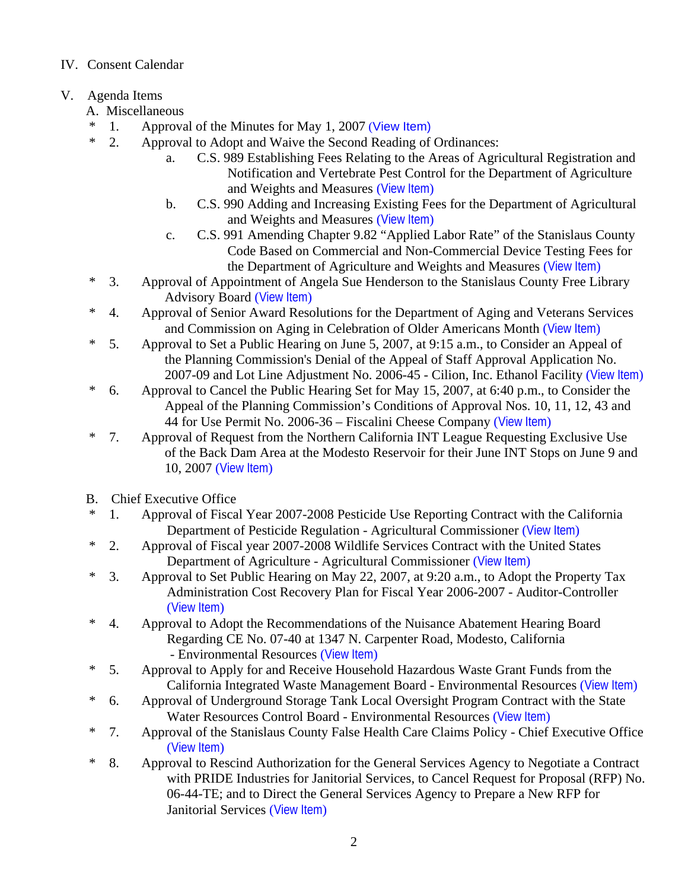IV. Consent Calendar

V. Agenda Items

A. Miscellaneous

\* 1. Approval of the Minutes for May 1, 2007 (View Item)

\* 2. Approval to Adopt and Waive the Second Reading of Ordinances:

a. C.S. 989 Establishing Fees Relating to the Areas of Agricultural Registration and Notification and Vertebrate Pest Control for the Department of Agriculture and Weights and Measures (View Item)

b. C.S. 990 Adding and Increasing Existing Fees for the Department of Agricultural and Weights and Measures (View Item)

c. C.S. 991 Amending Chapter 9.82 "Applied Labor Rate" of the Stanislaus County Code Based on Commercial and Non-Commercial Device Testing Fees for the Department of Agriculture and Weights and Measures (View Item)

\* 3. Approval of Appointment of Angela Sue Henderson to the Stanislaus County Free Library Advisory Board (View Item)

\* 4. Approval of Senior Award Resolutions for the Department of Aging and Veterans Services and Commission on Aging in Celebration of Older Americans Month (View Item)

\* 5. Approval to Set a Public Hearing on June 5, 2007, at 9:15 a.m., to Consider an Appeal of the Planning Commission's Denial of the Appeal of Staff Approval Application No. 2007-09 and Lot Line Adjustment No. 2006-45 - Cilion, Inc. Ethanol Facility (View Item)

\* 6. Approval to Cancel the Public Hearing Set for May 15, 2007, at 6:40 p.m., to Consider the Appeal of the Planning Commission's Conditions of Approval Nos. 10, 11, 12, 43 and 44 for Use Permit No. 2006-36 – Fiscalini Cheese Company (View Item)

\* 7. Approval of Request from the Northern California INT League Requesting Exclusive Use of the Back Dam Area at the Modesto Reservoir for their June INT Stops on June 9 and 10, 2007 (View Item)

B. Chief Executive Office

\* 1. Approval of Fiscal Year 2007-2008 Pesticide Use Reporting Contract with the California Department of Pesticide Regulation - Agricultural Commissioner (View Item)

\* 2. Approval of Fiscal year 2007-2008 Wildlife Services Contract with the United States Department of Agriculture - Agricultural Commissioner (View Item)

\* 3. Approval to Set Public Hearing on May 22, 2007, at 9:20 a.m., to Adopt the Property Tax Administration Cost Recovery Plan for Fiscal Year 2006-2007 - Auditor-Controller (View Item)

\* 4. Approval to Adopt the Recommendations of the Nuisance Abatement Hearing Board Regarding CE No. 07-40 at 1347 N. Carpenter Road, Modesto, California - Environmental Resources (View Item)

\* 5. Approval to Apply for and Receive Household Hazardous Waste Grant Funds from the California Integrated Waste Management Board - Environmental Resources (View Item)

\* 6. Approval of Underground Storage Tank Local Oversight Program Contract with the State Water Resources Control Board - Environmental Resources (View Item)

\* 7. Approval of the Stanislaus County False Health Care Claims Policy - Chief Executive Office (View Item)

\* 8. Approval to Rescind Authorization for the General Services Agency to Negotiate a Contract with PRIDE Industries for Janitorial Services, to Cancel Request for Proposal (RFP) No. 06-44-TE; and to Direct the General Services Agency to Prepare a New RFP for Janitorial Services (View Item)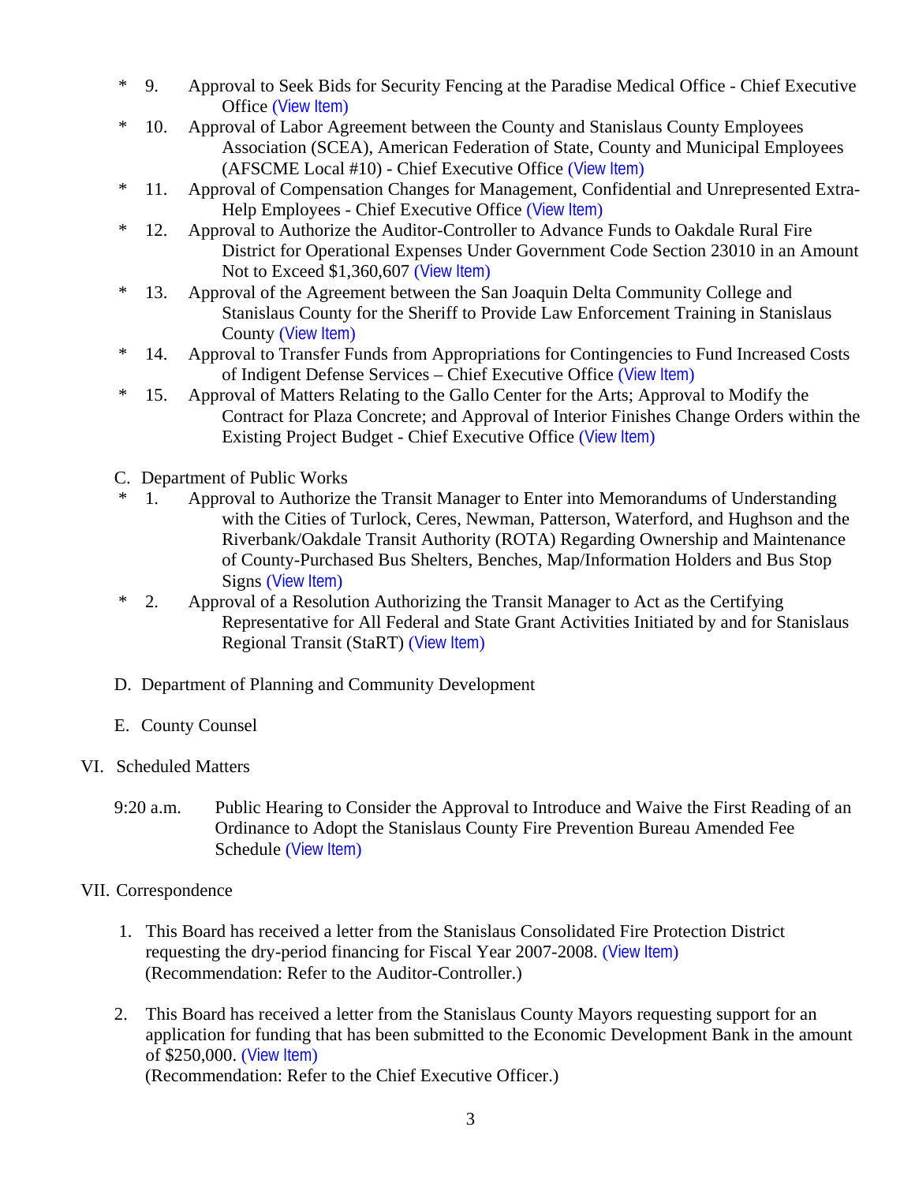* 9. Approval to Seek Bids for Security Fencing at the Paradise Medical Office - Chief Executive Office (View Item)
* 10. Approval of Labor Agreement between the County and Stanislaus County Employees Association (SCEA), American Federation of State, County and Municipal Employees (AFSCME Local #10) - Chief Executive Office (View Item)
* 11. Approval of Compensation Changes for Management, Confidential and Unrepresented Extra-Help Employees - Chief Executive Office (View Item)
* 12. Approval to Authorize the Auditor-Controller to Advance Funds to Oakdale Rural Fire District for Operational Expenses Under Government Code Section 23010 in an Amount Not to Exceed $1,360,607 (View Item)
* 13. Approval of the Agreement between the San Joaquin Delta Community College and Stanislaus County for the Sheriff to Provide Law Enforcement Training in Stanislaus County (View Item)
* 14. Approval to Transfer Funds from Appropriations for Contingencies to Fund Increased Costs of Indigent Defense Services – Chief Executive Office (View Item)
* 15. Approval of Matters Relating to the Gallo Center for the Arts; Approval to Modify the Contract for Plaza Concrete; and Approval of Interior Finishes Change Orders within the Existing Project Budget - Chief Executive Office (View Item)

C. Department of Public Works

* 1. Approval to Authorize the Transit Manager to Enter into Memorandums of Understanding with the Cities of Turlock, Ceres, Newman, Patterson, Waterford, and Hughson and the Riverbank/Oakdale Transit Authority (ROTA) Regarding Ownership and Maintenance of County-Purchased Bus Shelters, Benches, Map/Information Holders and Bus Stop Signs (View Item)
* 2. Approval of a Resolution Authorizing the Transit Manager to Act as the Certifying Representative for All Federal and State Grant Activities Initiated by and for Stanislaus Regional Transit (StaRT) (View Item)

D. Department of Planning and Community Development

E. County Counsel

VI. Scheduled Matters

9:20 a.m. Public Hearing to Consider the Approval to Introduce and Waive the First Reading of an Ordinance to Adopt the Stanislaus County Fire Prevention Bureau Amended Fee Schedule (View Item)

VII. Correspondence

1. This Board has received a letter from the Stanislaus Consolidated Fire Protection District requesting the dry-period financing for Fiscal Year 2007-2008. (View Item)
   (Recommendation: Refer to the Auditor-Controller.)

2. This Board has received a letter from the Stanislaus County Mayors requesting support for an application for funding that has been submitted to the Economic Development Bank in the amount of $250,000. (View Item)
   (Recommendation: Refer to the Chief Executive Officer.)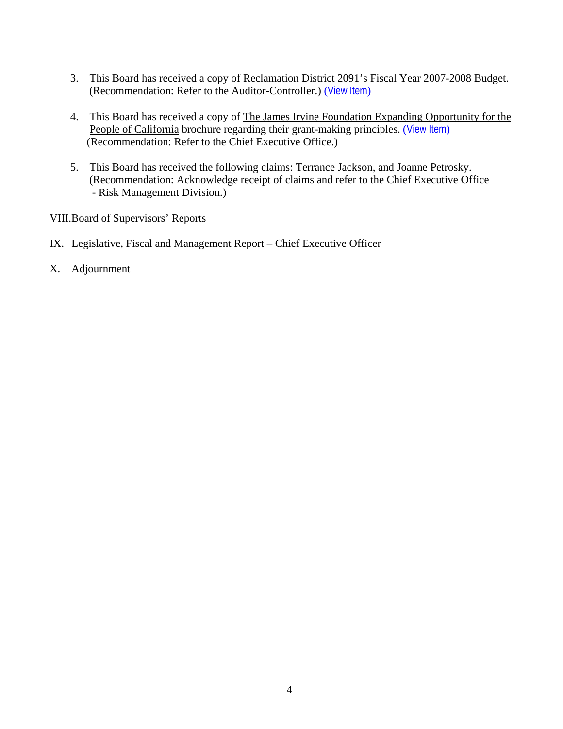3. This Board has received a copy of Reclamation District 2091's Fiscal Year 2007-2008 Budget. (Recommendation: Refer to the Auditor-Controller.) (View Item)

4. This Board has received a copy of The James Irvine Foundation Expanding Opportunity for the People of California brochure regarding their grant-making principles. (View Item) (Recommendation: Refer to the Chief Executive Office.)

5. This Board has received the following claims: Terrance Jackson, and Joanne Petrosky. (Recommendation: Acknowledge receipt of claims and refer to the Chief Executive Office - Risk Management Division.)

VIII. Board of Supervisors' Reports

IX. Legislative, Fiscal and Management Report – Chief Executive Officer

X. Adjournment